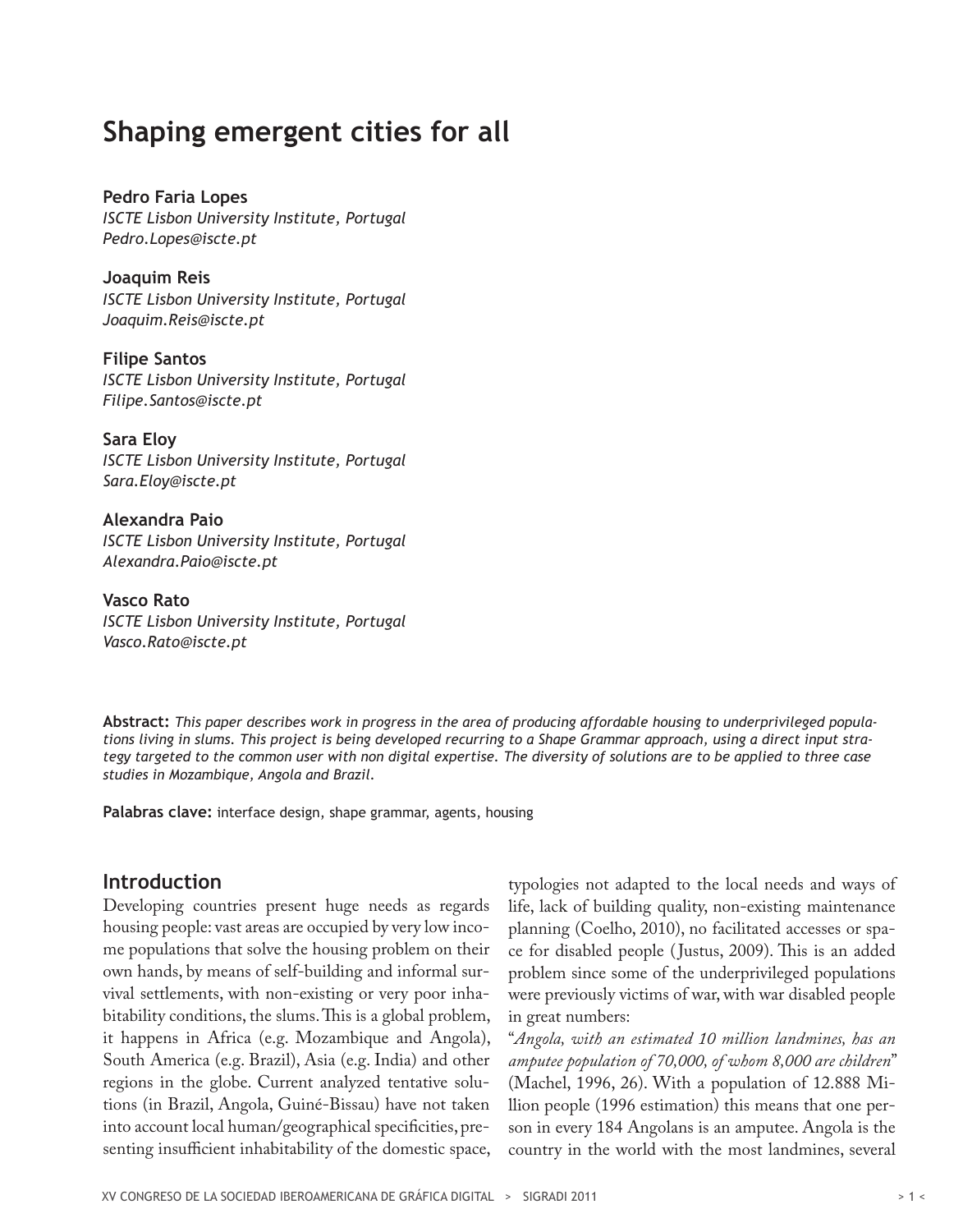# Shaping emergent cities for all

**Pedro Faria Lopes**
*ISCTE Lisbon University Institute, Portugal*
*Pedro.Lopes@iscte.pt*

**Joaquim Reis**
*ISCTE Lisbon University Institute, Portugal*
*Joaquim.Reis@iscte.pt*

**Filipe Santos**
*ISCTE Lisbon University Institute, Portugal*
*Filipe.Santos@iscte.pt*

**Sara Eloy**
*ISCTE Lisbon University Institute, Portugal*
*Sara.Eloy@iscte.pt*

**Alexandra Paio**
*ISCTE Lisbon University Institute, Portugal*
*Alexandra.Paio@iscte.pt*

**Vasco Rato**
*ISCTE Lisbon University Institute, Portugal*
*Vasco.Rato@iscte.pt*

**Abstract:** *This paper describes work in progress in the area of producing affordable housing to underprivileged populations living in slums. This project is being developed recurring to a Shape Grammar approach, using a direct input strategy targeted to the common user with non digital expertise. The diversity of solutions are to be applied to three case studies in Mozambique, Angola and Brazil.*

**Palabras clave:** interface design, shape grammar, agents, housing

## Introduction

Developing countries present huge needs as regards housing people: vast areas are occupied by very low income populations that solve the housing problem on their own hands, by means of self-building and informal survival settlements, with non-existing or very poor inhabitability conditions, the slums. This is a global problem, it happens in Africa (e.g. Mozambique and Angola), South America (e.g. Brazil), Asia (e.g. India) and other regions in the globe. Current analyzed tentative solutions (in Brazil, Angola, Guiné-Bissau) have not taken into account local human/geographical specificities, presenting insufficient inhabitability of the domestic space, typologies not adapted to the local needs and ways of life, lack of building quality, non-existing maintenance planning (Coelho, 2010), no facilitated accesses or space for disabled people (Justus, 2009). This is an added problem since some of the underprivileged populations were previously victims of war, with war disabled people in great numbers:

"*Angola, with an estimated 10 million landmines, has an amputee population of 70,000, of whom 8,000 are children*" (Machel, 1996, 26). With a population of 12.888 Million people (1996 estimation) this means that one person in every 184 Angolans is an amputee. Angola is the country in the world with the most landmines, several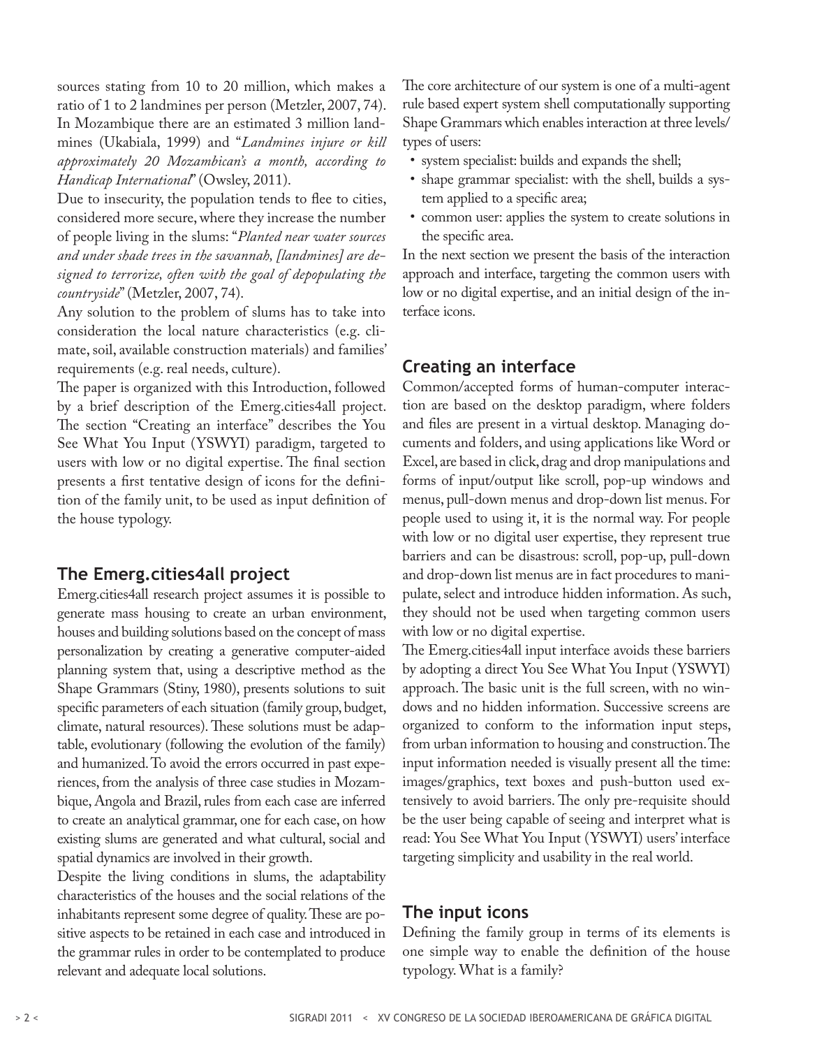sources stating from 10 to 20 million, which makes a ratio of 1 to 2 landmines per person (Metzler, 2007, 74). In Mozambique there are an estimated 3 million landmines (Ukabiala, 1999) and "*Landmines injure or kill approximately 20 Mozambican's a month, according to Handicap International*" (Owsley, 2011).

Due to insecurity, the population tends to flee to cities, considered more secure, where they increase the number of people living in the slums: "*Planted near water sources and under shade trees in the savannah, [landmines] are designed to terrorize, often with the goal of depopulating the countryside*" (Metzler, 2007, 74).

Any solution to the problem of slums has to take into consideration the local nature characteristics (e.g. climate, soil, available construction materials) and families' requirements (e.g. real needs, culture).

The paper is organized with this Introduction, followed by a brief description of the Emerg.cities4all project. The section "Creating an interface" describes the You See What You Input (YSWYI) paradigm, targeted to users with low or no digital expertise. The final section presents a first tentative design of icons for the definition of the family unit, to be used as input definition of the house typology.

## The Emerg.cities4all project

Emerg.cities4all research project assumes it is possible to generate mass housing to create an urban environment, houses and building solutions based on the concept of mass personalization by creating a generative computer-aided planning system that, using a descriptive method as the Shape Grammars (Stiny, 1980), presents solutions to suit specific parameters of each situation (family group, budget, climate, natural resources). These solutions must be adaptable, evolutionary (following the evolution of the family) and humanized. To avoid the errors occurred in past experiences, from the analysis of three case studies in Mozambique, Angola and Brazil, rules from each case are inferred to create an analytical grammar, one for each case, on how existing slums are generated and what cultural, social and spatial dynamics are involved in their growth.

Despite the living conditions in slums, the adaptability characteristics of the houses and the social relations of the inhabitants represent some degree of quality. These are positive aspects to be retained in each case and introduced in the grammar rules in order to be contemplated to produce relevant and adequate local solutions.

The core architecture of our system is one of a multi-agent rule based expert system shell computationally supporting Shape Grammars which enables interaction at three levels/types of users:

- system specialist: builds and expands the shell;
- shape grammar specialist: with the shell, builds a system applied to a specific area;
- common user: applies the system to create solutions in the specific area.

In the next section we present the basis of the interaction approach and interface, targeting the common users with low or no digital expertise, and an initial design of the interface icons.

## Creating an interface

Common/accepted forms of human-computer interaction are based on the desktop paradigm, where folders and files are present in a virtual desktop. Managing documents and folders, and using applications like Word or Excel, are based in click, drag and drop manipulations and forms of input/output like scroll, pop-up windows and menus, pull-down menus and drop-down list menus. For people used to using it, it is the normal way. For people with low or no digital user expertise, they represent true barriers and can be disastrous: scroll, pop-up, pull-down and drop-down list menus are in fact procedures to manipulate, select and introduce hidden information. As such, they should not be used when targeting common users with low or no digital expertise.

The Emerg.cities4all input interface avoids these barriers by adopting a direct You See What You Input (YSWYI) approach. The basic unit is the full screen, with no windows and no hidden information. Successive screens are organized to conform to the information input steps, from urban information to housing and construction. The input information needed is visually present all the time: images/graphics, text boxes and push-button used extensively to avoid barriers. The only pre-requisite should be the user being capable of seeing and interpret what is read: You See What You Input (YSWYI) users' interface targeting simplicity and usability in the real world.

## The input icons

Defining the family group in terms of its elements is one simple way to enable the definition of the house typology. What is a family?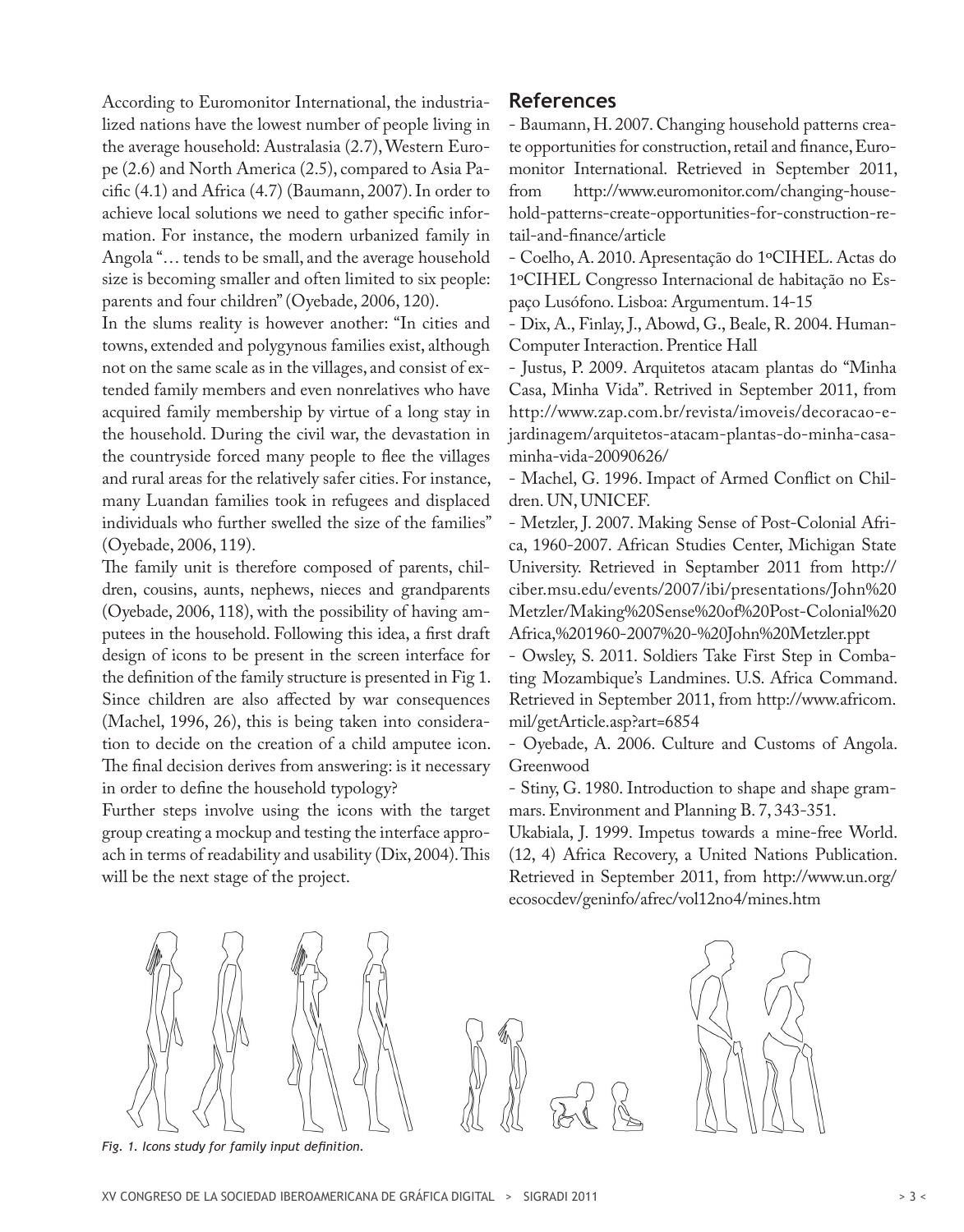According to Euromonitor International, the industrialized nations have the lowest number of people living in the average household: Australasia (2.7), Western Europe (2.6) and North America (2.5), compared to Asia Pacific (4.1) and Africa (4.7) (Baumann, 2007). In order to achieve local solutions we need to gather specific information. For instance, the modern urbanized family in Angola "… tends to be small, and the average household size is becoming smaller and often limited to six people: parents and four children" (Oyebade, 2006, 120).

In the slums reality is however another: "In cities and towns, extended and polygynous families exist, although not on the same scale as in the villages, and consist of extended family members and even nonrelatives who have acquired family membership by virtue of a long stay in the household. During the civil war, the devastation in the countryside forced many people to flee the villages and rural areas for the relatively safer cities. For instance, many Luandan families took in refugees and displaced individuals who further swelled the size of the families" (Oyebade, 2006, 119).

The family unit is therefore composed of parents, children, cousins, aunts, nephews, nieces and grandparents (Oyebade, 2006, 118), with the possibility of having amputees in the household. Following this idea, a first draft design of icons to be present in the screen interface for the definition of the family structure is presented in Fig 1. Since children are also affected by war consequences (Machel, 1996, 26), this is being taken into consideration to decide on the creation of a child amputee icon. The final decision derives from answering: is it necessary in order to define the household typology?

Further steps involve using the icons with the target group creating a mockup and testing the interface approach in terms of readability and usability (Dix, 2004). This will be the next stage of the project.

## References

- Baumann, H. 2007. Changing household patterns create opportunities for construction, retail and finance, Euromonitor International. Retrieved in September 2011, from http://www.euromonitor.com/changing-household-patterns-create-opportunities-for-construction-retail-and-finance/article
- Coelho, A. 2010. Apresentação do 1ºCIHEL. Actas do 1ºCIHEL Congresso Internacional de habitação no Espaço Lusófono. Lisboa: Argumentum. 14-15
- Dix, A., Finlay, J., Abowd, G., Beale, R. 2004. Human-Computer Interaction. Prentice Hall
- Justus, P. 2009. Arquitetos atacam plantas do "Minha Casa, Minha Vida". Retrived in September 2011, from http://www.zap.com.br/revista/imoveis/decoracao-e-jardinagem/arquitetos-atacam-plantas-do-minha-casa-minha-vida-20090626/
- Machel, G. 1996. Impact of Armed Conflict on Children. UN, UNICEF.
- Metzler, J. 2007. Making Sense of Post-Colonial Africa, 1960-2007. African Studies Center, Michigan State University. Retrieved in Septamber 2011 from http://ciber.msu.edu/events/2007/ibi/presentations/John%20Metzler/Making%20Sense%20of%20Post-Colonial%20Africa,%201960-2007%20-%20John%20Metzler.ppt
- Owsley, S. 2011. Soldiers Take First Step in Combating Mozambique's Landmines. U.S. Africa Command. Retrieved in September 2011, from http://www.africom.mil/getArticle.asp?art=6854
- Oyebade, A. 2006. Culture and Customs of Angola. Greenwood
- Stiny, G. 1980. Introduction to shape and shape grammars. Environment and Planning B. 7, 343-351.

Ukabiala, J. 1999. Impetus towards a mine-free World. (12, 4) Africa Recovery, a United Nations Publication. Retrieved in September 2011, from http://www.un.org/ecosocdev/geninfo/afrec/vol12no4/mines.htm

*Fig. 1. Icons study for family input definition.*